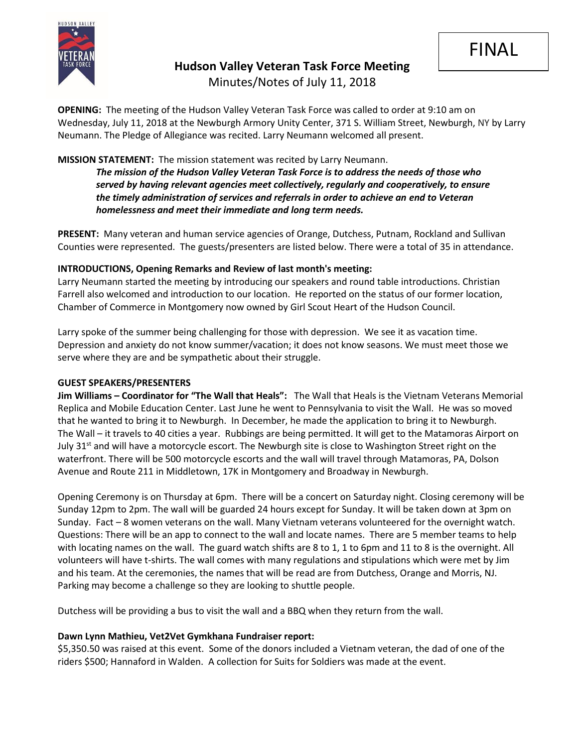FINAL

# Hudson Valley Veteran Task Force Meeting

Minutes/Notes of July 11, 2018

**OPENING:** The meeting of the Hudson Valley Veteran Task Force was called to order at 9:10 am on Wednesday, July 11, 2018 at the Newburgh Armory Unity Center, 371 S. William Street, Newburgh, NY by Larry Neumann. The Pledge of Allegiance was recited. Larry Neumann welcomed all present.

**MISSION STATEMENT:** The mission statement was recited by Larry Neumann.

> ***The mission of the Hudson Valley Veteran Task Force is to address the needs of those who served by having relevant agencies meet collectively, regularly and cooperatively, to ensure the timely administration of services and referrals in order to achieve an end to Veteran homelessness and meet their immediate and long term needs.***

**PRESENT:** Many veteran and human service agencies of Orange, Dutchess, Putnam, Rockland and Sullivan Counties were represented. The guests/presenters are listed below. There were a total of 35 in attendance.

**INTRODUCTIONS, Opening Remarks and Review of last month's meeting:**

Larry Neumann started the meeting by introducing our speakers and round table introductions. Christian Farrell also welcomed and introduction to our location. He reported on the status of our former location, Chamber of Commerce in Montgomery now owned by Girl Scout Heart of the Hudson Council.

Larry spoke of the summer being challenging for those with depression. We see it as vacation time. Depression and anxiety do not know summer/vacation; it does not know seasons. We must meet those we serve where they are and be sympathetic about their struggle.

**GUEST SPEAKERS/PRESENTERS**

**Jim Williams – Coordinator for "The Wall that Heals":** The Wall that Heals is the Vietnam Veterans Memorial Replica and Mobile Education Center. Last June he went to Pennsylvania to visit the Wall. He was so moved that he wanted to bring it to Newburgh. In December, he made the application to bring it to Newburgh. The Wall – it travels to 40 cities a year. Rubbings are being permitted. It will get to the Matamoras Airport on July 31st and will have a motorcycle escort. The Newburgh site is close to Washington Street right on the waterfront. There will be 500 motorcycle escorts and the wall will travel through Matamoras, PA, Dolson Avenue and Route 211 in Middletown, 17K in Montgomery and Broadway in Newburgh.

Opening Ceremony is on Thursday at 6pm. There will be a concert on Saturday night. Closing ceremony will be Sunday 12pm to 2pm. The wall will be guarded 24 hours except for Sunday. It will be taken down at 3pm on Sunday. Fact – 8 women veterans on the wall. Many Vietnam veterans volunteered for the overnight watch. Questions: There will be an app to connect to the wall and locate names. There are 5 member teams to help with locating names on the wall. The guard watch shifts are 8 to 1, 1 to 6pm and 11 to 8 is the overnight. All volunteers will have t-shirts. The wall comes with many regulations and stipulations which were met by Jim and his team. At the ceremonies, the names that will be read are from Dutchess, Orange and Morris, NJ. Parking may become a challenge so they are looking to shuttle people.

Dutchess will be providing a bus to visit the wall and a BBQ when they return from the wall.

**Dawn Lynn Mathieu, Vet2Vet Gymkhana Fundraiser report:**

$5,350.50 was raised at this event. Some of the donors included a Vietnam veteran, the dad of one of the riders $500; Hannaford in Walden. A collection for Suits for Soldiers was made at the event.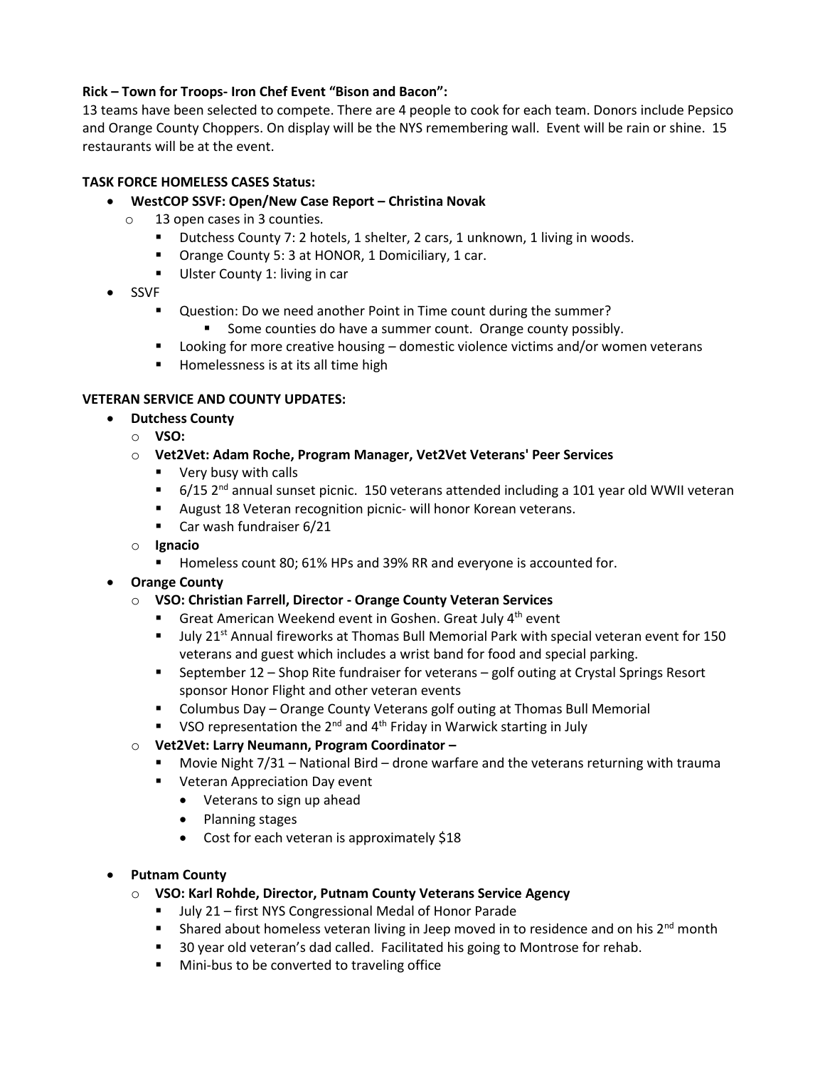**Rick – Town for Troops- Iron Chef Event "Bison and Bacon":**

13 teams have been selected to compete. There are 4 people to cook for each team. Donors include Pepsico and Orange County Choppers. On display will be the NYS remembering wall. Event will be rain or shine. 15 restaurants will be at the event.

**TASK FORCE HOMELESS CASES Status:**

- **WestCOP SSVF: Open/New Case Report – Christina Novak**
  - 13 open cases in 3 counties.
    - Dutchess County 7: 2 hotels, 1 shelter, 2 cars, 1 unknown, 1 living in woods.
    - Orange County 5: 3 at HONOR, 1 Domiciliary, 1 car.
    - Ulster County 1: living in car
- SSVF
  - Question: Do we need another Point in Time count during the summer?
    - Some counties do have a summer count. Orange county possibly.
  - Looking for more creative housing – domestic violence victims and/or women veterans
  - Homelessness is at its all time high

**VETERAN SERVICE AND COUNTY UPDATES:**

- **Dutchess County**
  - **VSO:**
  - **Vet2Vet: Adam Roche, Program Manager, Vet2Vet Veterans' Peer Services**
    - Very busy with calls
    - 6/15 2nd annual sunset picnic. 150 veterans attended including a 101 year old WWII veteran
    - August 18 Veteran recognition picnic- will honor Korean veterans.
    - Car wash fundraiser 6/21
  - **Ignacio**
    - Homeless count 80; 61% HPs and 39% RR and everyone is accounted for.
- **Orange County**
  - **VSO: Christian Farrell, Director - Orange County Veteran Services**
    - Great American Weekend event in Goshen. Great July 4th event
    - July 21st Annual fireworks at Thomas Bull Memorial Park with special veteran event for 150 veterans and guest which includes a wrist band for food and special parking.
    - September 12 – Shop Rite fundraiser for veterans – golf outing at Crystal Springs Resort sponsor Honor Flight and other veteran events
    - Columbus Day – Orange County Veterans golf outing at Thomas Bull Memorial
    - VSO representation the 2nd and 4th Friday in Warwick starting in July
  - **Vet2Vet: Larry Neumann, Program Coordinator –**
    - Movie Night 7/31 – National Bird – drone warfare and the veterans returning with trauma
    - Veteran Appreciation Day event
      - Veterans to sign up ahead
      - Planning stages
      - Cost for each veteran is approximately $18
- **Putnam County**
  - **VSO: Karl Rohde, Director, Putnam County Veterans Service Agency**
    - July 21 – first NYS Congressional Medal of Honor Parade
    - Shared about homeless veteran living in Jeep moved in to residence and on his 2nd month
    - 30 year old veteran's dad called. Facilitated his going to Montrose for rehab.
    - Mini-bus to be converted to traveling office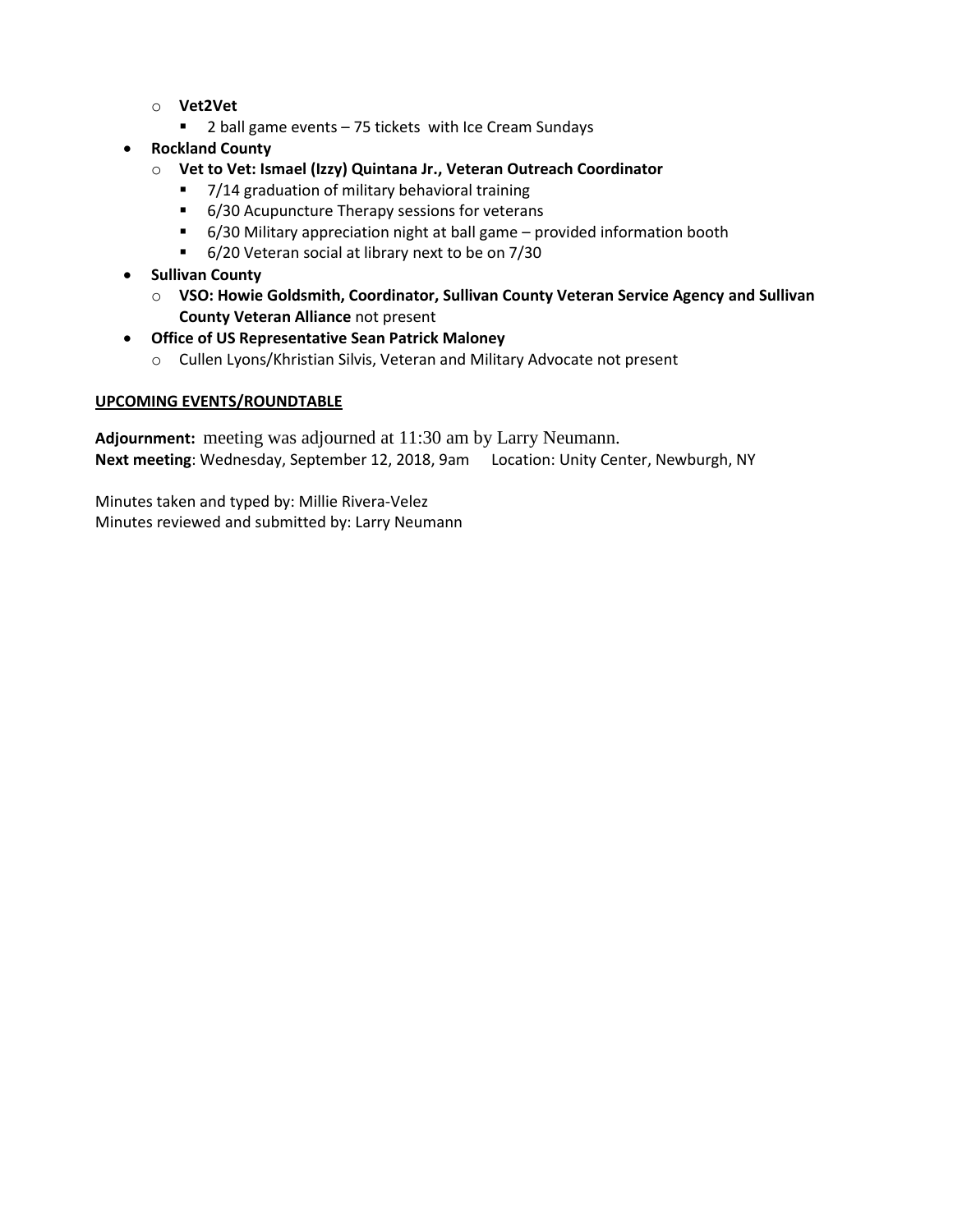- **Vet2Vet**
  - 2 ball game events – 75 tickets with Ice Cream Sundays
- **Rockland County**
  - **Vet to Vet: Ismael (Izzy) Quintana Jr., Veteran Outreach Coordinator**
    - 7/14 graduation of military behavioral training
    - 6/30 Acupuncture Therapy sessions for veterans
    - 6/30 Military appreciation night at ball game – provided information booth
    - 6/20 Veteran social at library next to be on 7/30
- **Sullivan County**
  - **VSO: Howie Goldsmith, Coordinator, Sullivan County Veteran Service Agency and Sullivan County Veteran Alliance** not present
- **Office of US Representative Sean Patrick Maloney**
  - Cullen Lyons/Khristian Silvis, Veteran and Military Advocate not present

**UPCOMING EVENTS/ROUNDTABLE**

**Adjournment:** meeting was adjourned at 11:30 am by Larry Neumann.
**Next meeting**: Wednesday, September 12, 2018, 9am Location: Unity Center, Newburgh, NY

Minutes taken and typed by: Millie Rivera-Velez
Minutes reviewed and submitted by: Larry Neumann